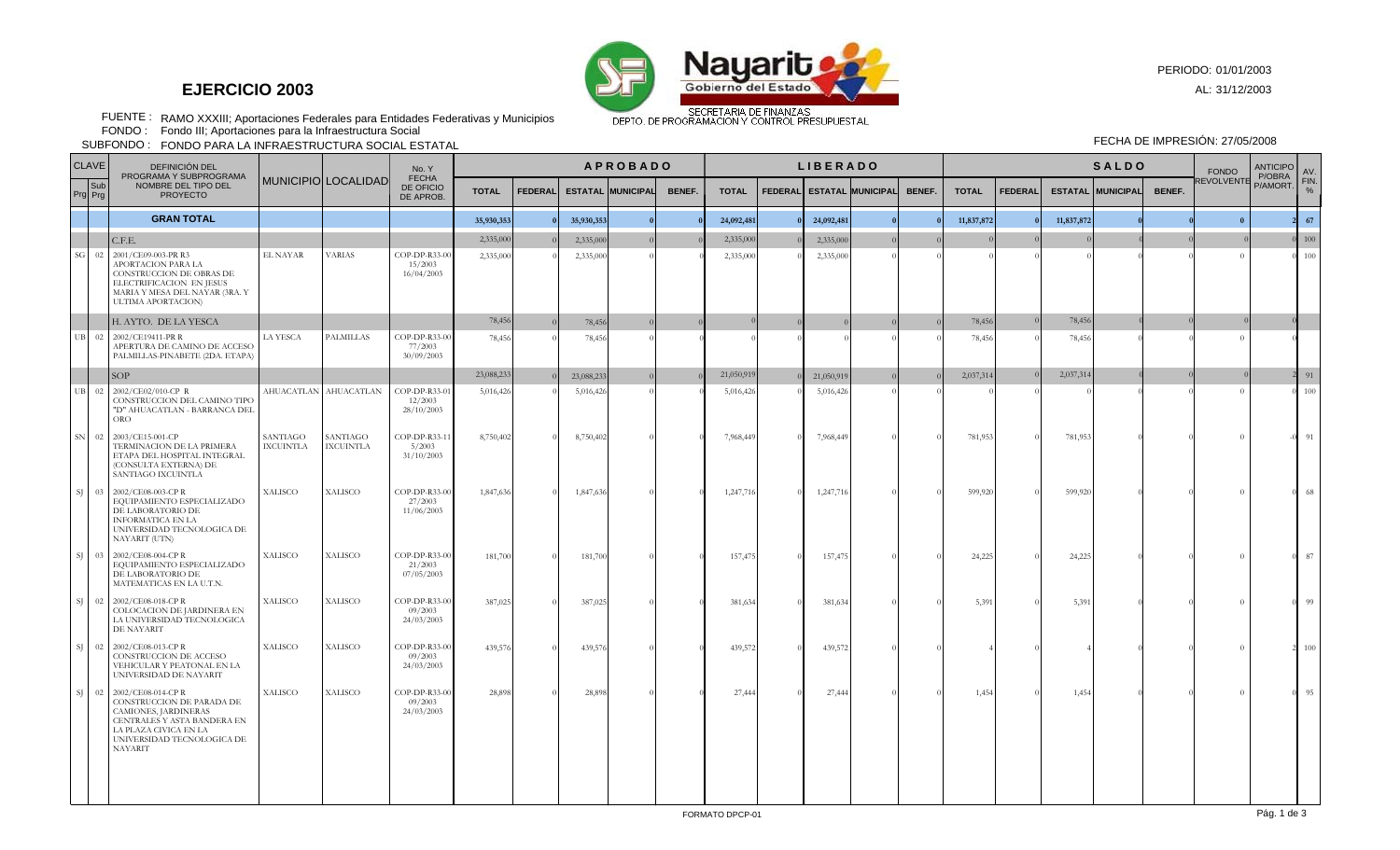# EJERCICIO 2003

PERIODO: 01/01/2003
AL: 31/12/2003

SECRETARIA DE FINANZAS
DEPTO. DE PROGRAMACION Y CONTROL PRESUPUESTAL

FUENTE : RAMO XXXIII; Aportaciones Federales para Entidades Federativas y Municipios
FONDO : Fondo III; Aportaciones para la Infraestructura Social
SUBFONDO : FONDO PARA LA INFRAESTRUCTURA SOCIAL ESTATAL

FECHA DE IMPRESIÓN: 27/05/2008

| CLAVE | | DEFINICIÓN DEL PROGRAMA Y SUBPROGRAMA NOMBRE DEL TIPO DEL PROYECTO | MUNICIPIO | LOCALIDAD | No. Y FECHA DE OFICIO DE APROB. | APROBADO | | | | | LIBERADO | | | | | SALDO | | | | | FONDO REVOLVENTE | ANTICIPO P/OBRA P/AMORT. | AV. FIN. % |
|---|---|---|---|---|---|---|---|---|---|---|---|---|---|---|---|---|---|---|---|---|---|---|---|
| Prg | Sub Prg | | | | | TOTAL | FEDERAL | ESTATAL | MUNICIPAL | BENEF. | TOTAL | FEDERAL | ESTATAL | MUNICIPAL | BENEF. | TOTAL | FEDERAL | ESTATAL | MUNICIPAL | BENEF. | | | |
| | | **GRAN TOTAL** | | | | **35,930,353** | **0** | **35,930,353** | **0** | **0** | **24,092,481** | **0** | **24,092,481** | **0** | **0** | **11,837,872** | **0** | **11,837,872** | **0** | **0** | **0** | **2** | **67** |
| | | C.F.E. | | | | 2,335,000 | 0 | 2,335,000 | 0 | 0 | 2,335,000 | 0 | 2,335,000 | 0 | 0 | 0 | 0 | 0 | 0 | 0 | 0 | 0 | 100 |
| SG | 02 | 2001/CE09-003-PR R3 APORTACION PARA LA CONSTRUCCION DE OBRAS DE ELECTRIFICACION EN JESUS MARIA Y MESA DEL NAYAR (3RA. Y ULTIMA APORTACION) | EL NAYAR | VARIAS | COP-DP-R33-00 15/2003 16/04/2003 | 2,335,000 | 0 | 2,335,000 | 0 | 0 | 2,335,000 | 0 | 2,335,000 | 0 | 0 | 0 | 0 | 0 | 0 | 0 | 0 | 0 | 100 |
| | | H. AYTO. DE LA YESCA | | | | 78,456 | 0 | 78,456 | 0 | 0 | 0 | 0 | 0 | 0 | 0 | 78,456 | 0 | 78,456 | 0 | 0 | 0 | 0 | |
| UB | 02 | 2002/CE19411-PR R APERTURA DE CAMINO DE ACCESO PALMILLAS-PINABETE (2DA. ETAPA) | LA YESCA | PALMILLAS | COP-DP-R33-00 77/2003 30/09/2003 | 78,456 | 0 | 78,456 | 0 | 0 | 0 | 0 | 0 | 0 | 0 | 78,456 | 0 | 78,456 | 0 | 0 | 0 | 0 | |
| | | SOP | | | | 23,088,233 | 0 | 23,088,233 | 0 | 0 | 21,050,919 | 0 | 21,050,919 | 0 | 0 | 2,037,314 | 0 | 2,037,314 | 0 | 0 | 0 | 2 | 91 |
| UB | 02 | 2002/CE02/010-CP R CONSTRUCCION DEL CAMINO TIPO "D" AHUACATLAN - BARRANCA DEL ORO | AHUACATLAN | AHUACATLAN | COP-DP-R33-01 12/2003 28/10/2003 | 5,016,426 | 0 | 5,016,426 | 0 | 0 | 5,016,426 | 0 | 5,016,426 | 0 | 0 | 0 | 0 | 0 | 0 | 0 | 0 | 0 | 100 |
| SN | 02 | 2003/CE15-001-CP TERMINACION DE LA PRIMERA ETAPA DEL HOSPITAL INTEGRAL (CONSULTA EXTERNA) DE SANTIAGO IXCUINTLA | SANTIAGO IXCUINTLA | SANTIAGO IXCUINTLA | COP-DP-R33-11 5/2003 31/10/2003 | 8,750,402 | 0 | 8,750,402 | 0 | 0 | 7,968,449 | 0 | 7,968,449 | 0 | 0 | 781,953 | 0 | 781,953 | 0 | 0 | 0 | -0 | 91 |
| SJ | 03 | 2002/CE08-003-CP R EQUIPAMIENTO ESPECIALIZADO DE LABORATORIO DE INFORMATICA EN LA UNIVERSIDAD TECNOLOGICA DE NAYARIT (UTN) | XALISCO | XALISCO | COP-DP-R33-00 27/2003 11/06/2003 | 1,847,636 | 0 | 1,847,636 | 0 | 0 | 1,247,716 | 0 | 1,247,716 | 0 | 0 | 599,920 | 0 | 599,920 | 0 | 0 | 0 | 0 | 68 |
| SJ | 03 | 2002/CE08-004-CP R EQUIPAMIENTO ESPECIALIZADO DE LABORATORIO DE MATEMATICAS EN LA U.T.N. | XALISCO | XALISCO | COP-DP-R33-00 21/2003 07/05/2003 | 181,700 | 0 | 181,700 | 0 | 0 | 157,475 | 0 | 157,475 | 0 | 0 | 24,225 | 0 | 24,225 | 0 | 0 | 0 | 0 | 87 |
| SJ | 02 | 2002/CE08-018-CP R COLOCACION DE JARDINERA EN LA UNIVERSIDAD TECNOLOGICA DE NAYARIT | XALISCO | XALISCO | COP-DP-R33-00 09/2003 24/03/2003 | 387,025 | 0 | 387,025 | 0 | 0 | 381,634 | 0 | 381,634 | 0 | 0 | 5,391 | 0 | 5,391 | 0 | 0 | 0 | 0 | 99 |
| SJ | 02 | 2002/CE08-013-CP R CONSTRUCCION DE ACCESO VEHICULAR Y PEATONAL EN LA UNIVERSIDAD DE NAYARIT | XALISCO | XALISCO | COP-DP-R33-00 09/2003 24/03/2003 | 439,576 | 0 | 439,576 | 0 | 0 | 439,572 | 0 | 439,572 | 0 | 0 | 4 | 0 | 4 | 0 | 0 | 0 | 2 | 100 |
| SJ | 02 | 2002/CE08-014-CP R CONSTRUCCION DE PARADA DE CAMIONES, JARDINERAS CENTRALES Y ASTA BANDERA EN LA PLAZA CIVICA EN LA UNIVERSIDAD TECNOLOGICA DE NAYARIT | XALISCO | XALISCO | COP-DP-R33-00 09/2003 24/03/2003 | 28,898 | 0 | 28,898 | 0 | 0 | 27,444 | 0 | 27,444 | 0 | 0 | 1,454 | 0 | 1,454 | 0 | 0 | 0 | 0 | 95 |

FORMATO DPCP-01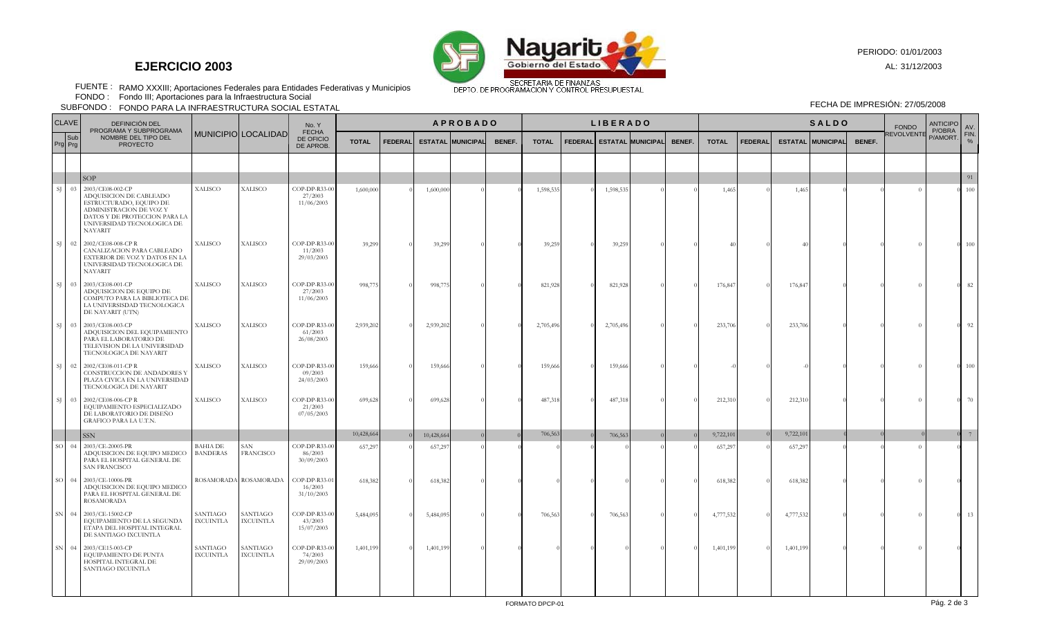# EJERCICIO 2003

Nayarit Gobierno del Estado

SECRETARIA DE FINANZAS
DEPTO. DE PROGRAMACION Y CONTROL PRESUPUESTAL

PERIODO: 01/01/2003
AL: 31/12/2003

FUENTE : RAMO XXXIII; Aportaciones Federales para Entidades Federativas y Municipios
FONDO : Fondo III; Aportaciones para la Infraestructura Social
SUBFONDO : FONDO PARA LA INFRAESTRUCTURA SOCIAL ESTATAL

FECHA DE IMPRESIÓN: 27/05/2008

| CLAVE Prg | Sub Prg | DEFINICIÓN DEL PROGRAMA Y SUBPROGRAMA NOMBRE DEL TIPO DEL PROYECTO | MUNICIPIO | LOCALIDAD | No. Y FECHA DE OFICIO DE APROB. | APROBADO TOTAL | APROBADO FEDERAL | APROBADO ESTATAL | APROBADO MUNICIPAL | APROBADO BENEF. | LIBERADO TOTAL | LIBERADO FEDERAL | LIBERADO ESTATAL | LIBERADO MUNICIPAL | LIBERADO BENEF. | SALDO TOTAL | SALDO FEDERAL | SALDO ESTATAL | SALDO MUNICIPAL | SALDO BENEF. | FONDO REVOLVENTE | ANTICIPO P/OBRA P/AMORT. | AV. FIN. % |
|---|---|---|---|---|---|---|---|---|---|---|---|---|---|---|---|---|---|---|---|---|---|---|---|
| | | SOP | | | | | | | | | | | | | | | | | | | | | 91 |
| SJ | 03 | 2003/CE08-002-CP ADQUISICION DE CABLEADO ESTRUCTURADO, EQUIPO DE ADMINISTRACION DE VOZ Y DATOS Y DE PROTECCION PARA LA UNIVERSIDAD TECNOLOGICA DE NAYARIT | XALISCO | XALISCO | COP-DP-R33-00 27/2003 11/06/2003 | 1,600,000 | 0 | 1,600,000 | 0 | 0 | 1,598,535 | 0 | 1,598,535 | 0 | 0 | 1,465 | 0 | 1,465 | 0 | 0 | 0 | 0 | 100 |
| SJ | 02 | 2002/CE08-008-CP R CANALIZACION PARA CABLEADO EXTERIOR DE VOZ Y DATOS EN LA UNIVERSIDAD TECNOLOGICA DE NAYARIT | XALISCO | XALISCO | COP-DP-R33-00 11/2003 29/03/2003 | 39,299 | 0 | 39,299 | 0 | 0 | 39,259 | 0 | 39,259 | 0 | 0 | 40 | 0 | 40 | 0 | 0 | 0 | 0 | 100 |
| SJ | 03 | 2003/CE08-001-CP ADQUISICION DE EQUIPO DE COMPUTO PARA LA BIBLIOTECA DE LA UNIVERSISDAD TECNOLOGICA DE NAYARIT (UTN) | XALISCO | XALISCO | COP-DP-R33-00 27/2003 11/06/2003 | 998,775 | 0 | 998,775 | 0 | 0 | 821,928 | 0 | 821,928 | 0 | 0 | 176,847 | 0 | 176,847 | 0 | 0 | 0 | 0 | 82 |
| SJ | 03 | 2003/CE08-003-CP ADQUISICION DEL EQUIPAMIENTO PARA EL LABORATORIO DE TELEVISION DE LA UNIVERSIDAD TECNOLOGICA DE NAYARIT | XALISCO | XALISCO | COP-DP-R33-00 61/2003 26/08/2003 | 2,939,202 | 0 | 2,939,202 | 0 | 0 | 2,705,496 | 0 | 2,705,496 | 0 | 0 | 233,706 | 0 | 233,706 | 0 | 0 | 0 | 0 | 92 |
| SJ | 02 | 2002/CE08-011-CP R CONSTRUCCION DE ANDADORES Y PLAZA CIVICA EN LA UNIVERSIDAD TECNOLOGICA DE NAYARIT | XALISCO | XALISCO | COP-DP-R33-00 09/2003 24/03/2003 | 159,666 | 0 | 159,666 | 0 | 0 | 159,666 | 0 | 159,666 | 0 | 0 | -0 | 0 | -0 | 0 | 0 | 0 | 0 | 100 |
| SJ | 03 | 2002/CE08-006-CP R EQUIPAMIENTO ESPECIALIZADO DE LABORATORIO DE DISEÑO GRAFICO PARA LA U.T.N. | XALISCO | XALISCO | COP-DP-R33-00 21/2003 07/05/2003 | 699,628 | 0 | 699,628 | 0 | 0 | 487,318 | 0 | 487,318 | 0 | 0 | 212,310 | 0 | 212,310 | 0 | 0 | 0 | 0 | 70 |
| | | SSN | | | | 10,428,664 | 0 | 10,428,664 | 0 | 0 | 706,563 | 0 | 706,563 | 0 | 0 | 9,722,101 | 0 | 9,722,101 | 0 | 0 | 0 | 0 | 7 |
| SO | 04 | 2003/CE-20005-PR ADQUISICION DE EQUIPO MEDICO PARA EL HOSPITAL GENERAL DE SAN FRANCISCO | BAHIA DE BANDERAS | SAN FRANCISCO | COP-DP-R33-00 86/2003 30/09/2003 | 657,297 | 0 | 657,297 | 0 | 0 | 0 | 0 | 0 | 0 | 0 | 657,297 | 0 | 657,297 | 0 | 0 | 0 | 0 | |
| SO | 04 | 2003/CE-10006-PR ADQUISICION DE EQUIPO MEDICO PARA EL HOSPITAL GENERAL DE ROSAMORADA | ROSAMORADA | ROSAMORADA | COP-DP-R33-01 16/2003 31/10/2003 | 618,382 | 0 | 618,382 | 0 | 0 | 0 | 0 | 0 | 0 | 0 | 618,382 | 0 | 618,382 | 0 | 0 | 0 | 0 | |
| SN | 04 | 2003/CE-15002-CP EQUIPAMIENTO DE LA SEGUNDA ETAPA DEL HOSPITAL INTEGRAL DE SANTIAGO IXCUINTLA | SANTIAGO IXCUINTLA | SANTIAGO IXCUINTLA | COP-DP-R33-00 43/2003 15/07/2003 | 5,484,095 | 0 | 5,484,095 | 0 | 0 | 706,563 | 0 | 706,563 | 0 | 0 | 4,777,532 | 0 | 4,777,532 | 0 | 0 | 0 | 0 | 13 |
| SN | 04 | 2003/CE15-003-CP EQUIPAMIENTO DE PUNTA HOSPITAL INTEGRAL DE SANTIAGO IXCUINTLA | SANTIAGO IXCUINTLA | SANTIAGO IXCUINTLA | COP-DP-R33-00 74/2003 29/09/2003 | 1,401,199 | 0 | 1,401,199 | 0 | 0 | 0 | 0 | 0 | 0 | 0 | 1,401,199 | 0 | 1,401,199 | 0 | 0 | 0 | 0 | |

FORMATO DPCP-01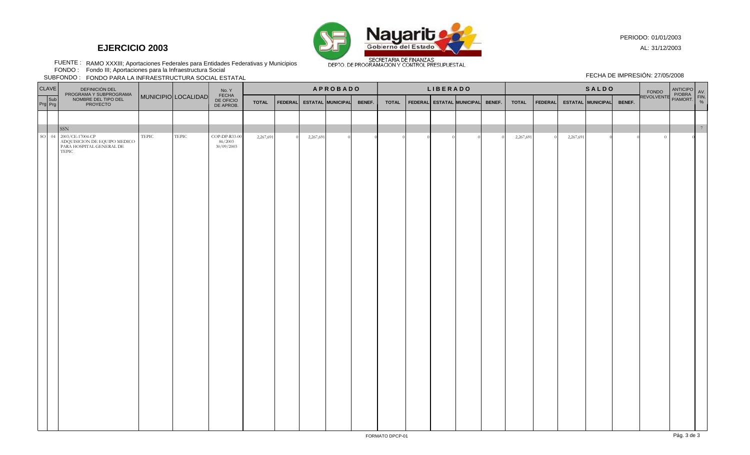# EJERCICIO 2003

Nayarit Gobierno del Estado
SECRETARIA DE FINANZAS
DEPTO. DE PROGRAMACIÓN Y CONTROL PRESUPUESTAL

PERIODO: 01/01/2003
AL: 31/12/2003

FUENTE : RAMO XXXIII; Aportaciones Federales para Entidades Federativas y Municipios
FONDO : Fondo III; Aportaciones para la Infraestructura Social
SUBFONDO : FONDO PARA LA INFRAESTRUCTURA SOCIAL ESTATAL

FECHA DE IMPRESIÓN: 27/05/2008

| CLAVE | | DEFINICIÓN DEL PROGRAMA Y SUBPROGRAMA NOMBRE DEL TIPO DEL PROYECTO | MUNICIPIO | LOCALIDAD | No. Y FECHA DE OFICIO DE APROB. | APROBADO | | | | | LIBERADO | | | | | SALDO | | | | | FONDO REVOLVENTE | ANTICIPO P/OBRA P/AMORT. | AV. FIN. % |
|---|---|---|---|---|---|---|---|---|---|---|---|---|---|---|---|---|---|---|---|---|---|---|---|
| Prg | Sub Prg | | | | | TOTAL | FEDERAL | ESTATAL | MUNICIPAL | BENEF. | TOTAL | FEDERAL | ESTATAL | MUNICIPAL | BENEF. | TOTAL | FEDERAL | ESTATAL | MUNICIPAL | BENEF. | | | |
| | | SSN | | | | | | | | | | | | | | | | | | | | | 7 |
| SO | 04 | 2003/CE-17004-CP ADQUISICION DE EQUIPO MEDICO PARA HOSPITAL GENERAL DE TEPIC | TEPIC | TEPIC | COP-DP-R33-00 86/2003 30/09/2003 | 2,267,691 | 0 | 2,267,691 | 0 | 0 | 0 | 0 | 0 | 0 | 0 | 2,267,691 | 0 | 2,267,691 | 0 | 0 | 0 | | 0 |

FORMATO DPCP-01